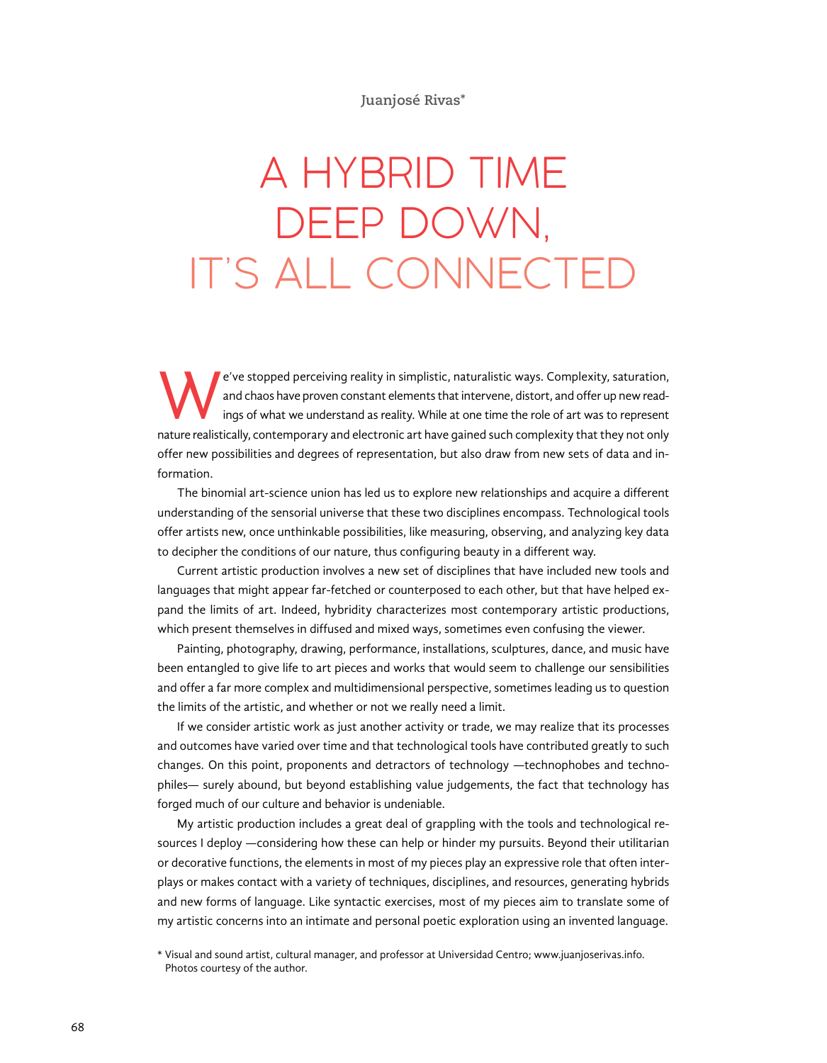Juanjosé Rivas*

# A HYBRID TIME DEEP DOWN, IT'S ALL CONNECTED

We've stopped perceiving reality in simplistic, naturalistic ways. Complexity, saturation, and chaos have proven constant elements that intervene, distort, and offer up new readings of what we understand as reality. While at one time the role of art was to represent nature realistically, contemporary and electronic art have gained such complexity that they not only offer new possibilities and degrees of representation, but also draw from new sets of data and information.

The binomial art-science union has led us to explore new relationships and acquire a different understanding of the sensorial universe that these two disciplines encompass. Technological tools offer artists new, once unthinkable possibilities, like measuring, observing, and analyzing key data to decipher the conditions of our nature, thus configuring beauty in a different way.

Current artistic production involves a new set of disciplines that have included new tools and languages that might appear far-fetched or counterposed to each other, but that have helped expand the limits of art. Indeed, hybridity characterizes most contemporary artistic productions, which present themselves in diffused and mixed ways, sometimes even confusing the viewer.

Painting, photography, drawing, performance, installations, sculptures, dance, and music have been entangled to give life to art pieces and works that would seem to challenge our sensibilities and offer a far more complex and multidimensional perspective, sometimes leading us to question the limits of the artistic, and whether or not we really need a limit.

If we consider artistic work as just another activity or trade, we may realize that its processes and outcomes have varied over time and that technological tools have contributed greatly to such changes. On this point, proponents and detractors of technology —technophobes and technophiles— surely abound, but beyond establishing value judgements, the fact that technology has forged much of our culture and behavior is undeniable.

My artistic production includes a great deal of grappling with the tools and technological resources I deploy —considering how these can help or hinder my pursuits. Beyond their utilitarian or decorative functions, the elements in most of my pieces play an expressive role that often interplays or makes contact with a variety of techniques, disciplines, and resources, generating hybrids and new forms of language. Like syntactic exercises, most of my pieces aim to translate some of my artistic concerns into an intimate and personal poetic exploration using an invented language.

\* Visual and sound artist, cultural manager, and professor at Universidad Centro; www.juanjoserivas.info. Photos courtesy of the author.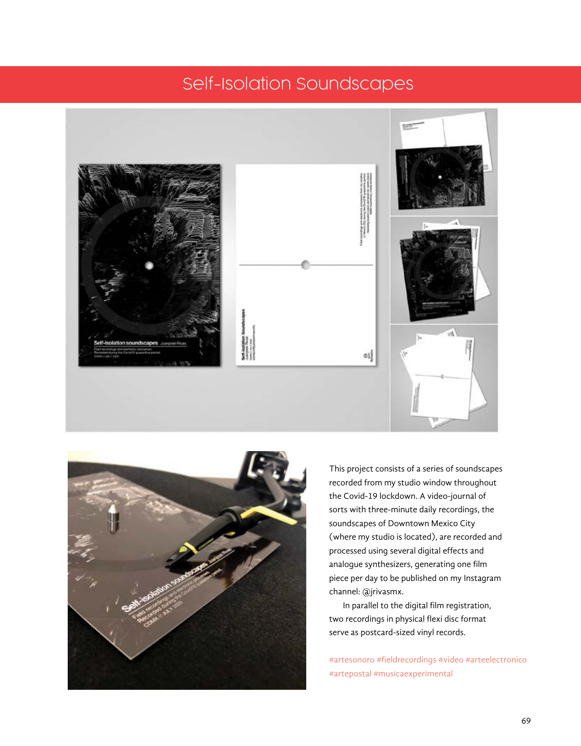# Self-Isolation Soundscapes

This project consists of a series of soundscapes recorded from my studio window throughout the Covid-19 lockdown. A video-journal of sorts with three-minute daily recordings, the soundscapes of Downtown Mexico City (where my studio is located), are recorded and processed using several digital effects and analogue synthesizers, generating one film piece per day to be published on my Instagram channel: @jrivasmx.

In parallel to the digital film registration, two recordings in physical flexi disc format serve as postcard-sized vinyl records.

#artesonoro #fieldrecordings #video #arteelectronico #artepostal #musicaexperimental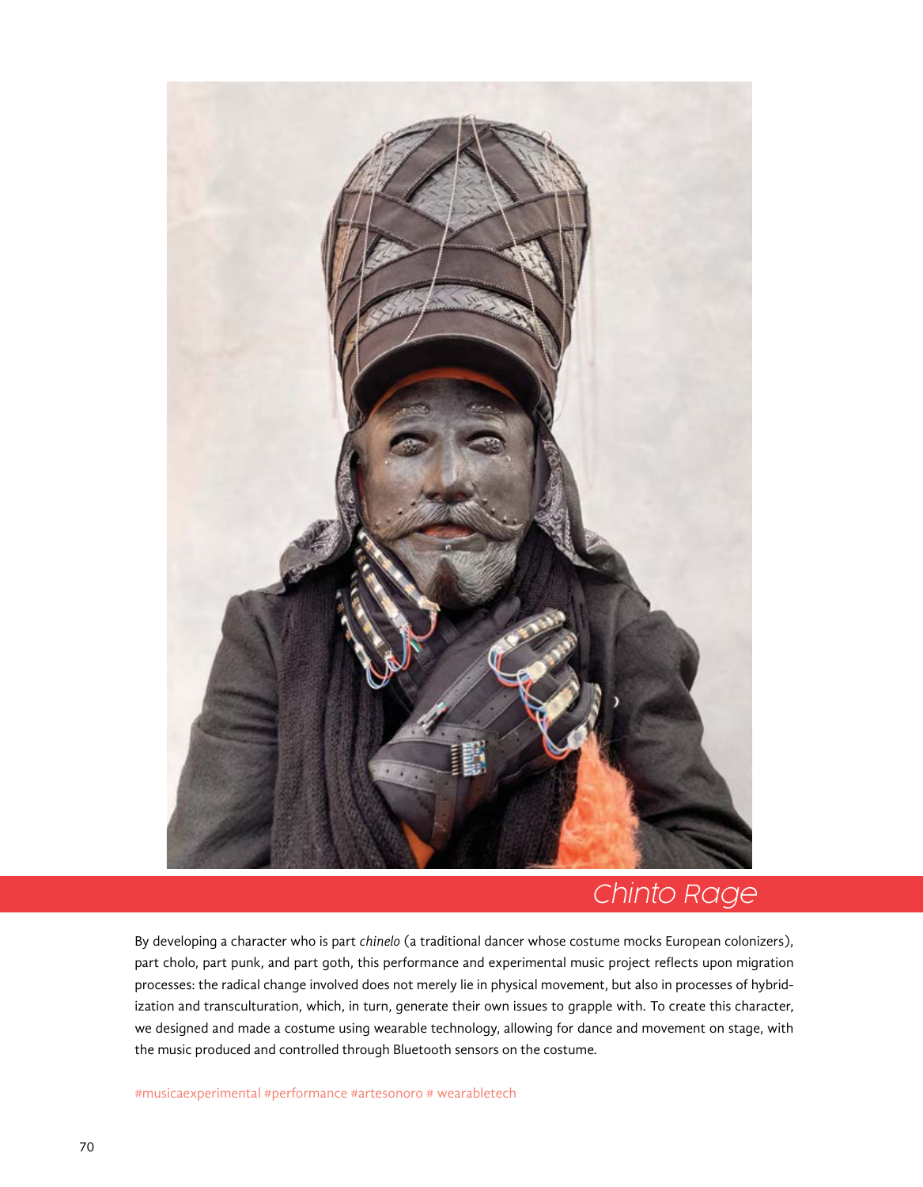## Chinto Rage

By developing a character who is part *chinelo* (a traditional dancer whose costume mocks European colonizers), part cholo, part punk, and part goth, this performance and experimental music project reflects upon migration processes: the radical change involved does not merely lie in physical movement, but also in processes of hybridization and transculturation, which, in turn, generate their own issues to grapple with. To create this character, we designed and made a costume using wearable technology, allowing for dance and movement on stage, with the music produced and controlled through Bluetooth sensors on the costume.

#musicaexperimental #performance #artesonoro # wearabletech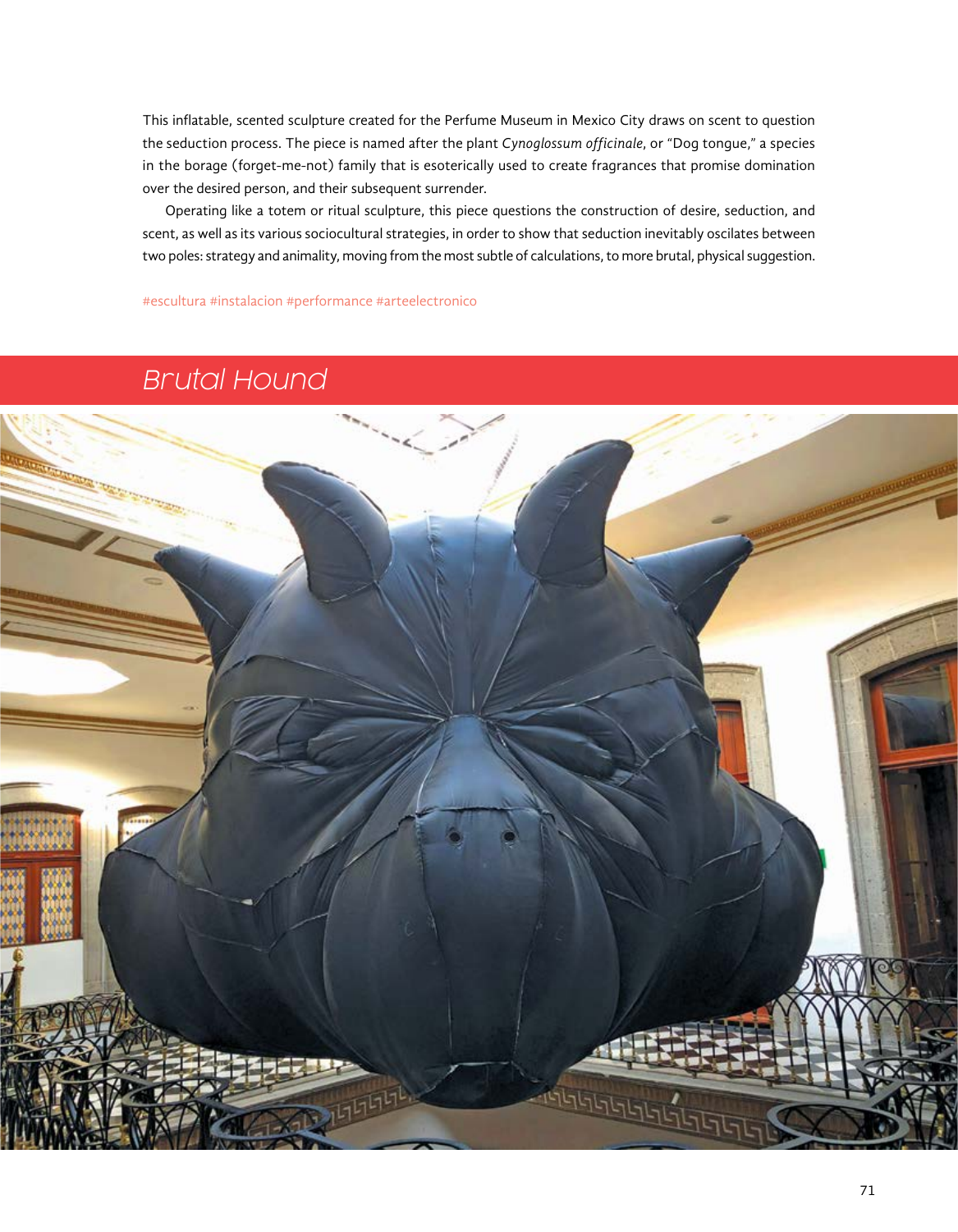This inflatable, scented sculpture created for the Perfume Museum in Mexico City draws on scent to question the seduction process. The piece is named after the plant *Cynoglossum officinale*, or "Dog tongue," a species in the borage (forget-me-not) family that is esoterically used to create fragrances that promise domination over the desired person, and their subsequent surrender.

Operating like a totem or ritual sculpture, this piece questions the construction of desire, seduction, and scent, as well as its various sociocultural strategies, in order to show that seduction inevitably oscilates between two poles: strategy and animality, moving from the most subtle of calculations, to more brutal, physical suggestion.

#escultura #instalacion #performance #arteelectronico

## *Brutal Hound*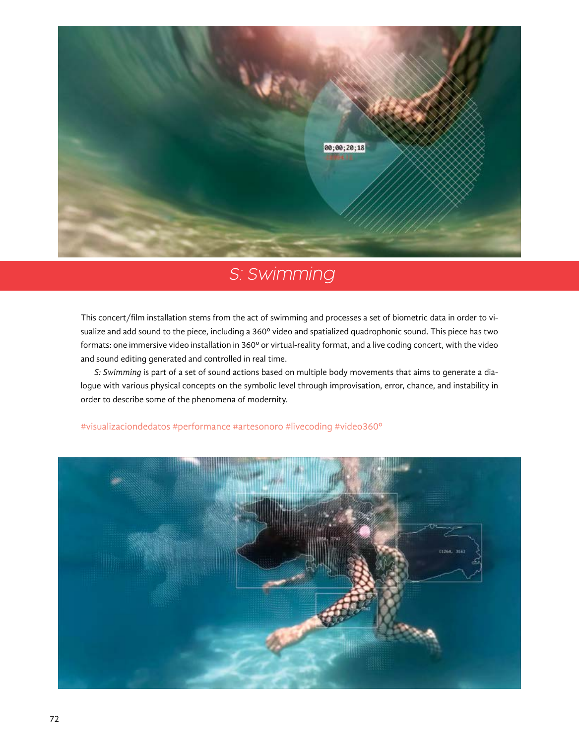# *S: Swimming*

This concert/film installation stems from the act of swimming and processes a set of biometric data in order to visualize and add sound to the piece, including a 360º video and spatialized quadrophonic sound. This piece has two formats: one immersive video installation in 360º or virtual-reality format, and a live coding concert, with the video and sound editing generated and controlled in real time.

*S: Swimming* is part of a set of sound actions based on multiple body movements that aims to generate a dialogue with various physical concepts on the symbolic level through improvisation, error, chance, and instability in order to describe some of the phenomena of modernity.

#visualizaciondedatos #performance #artesonoro #livecoding #video360º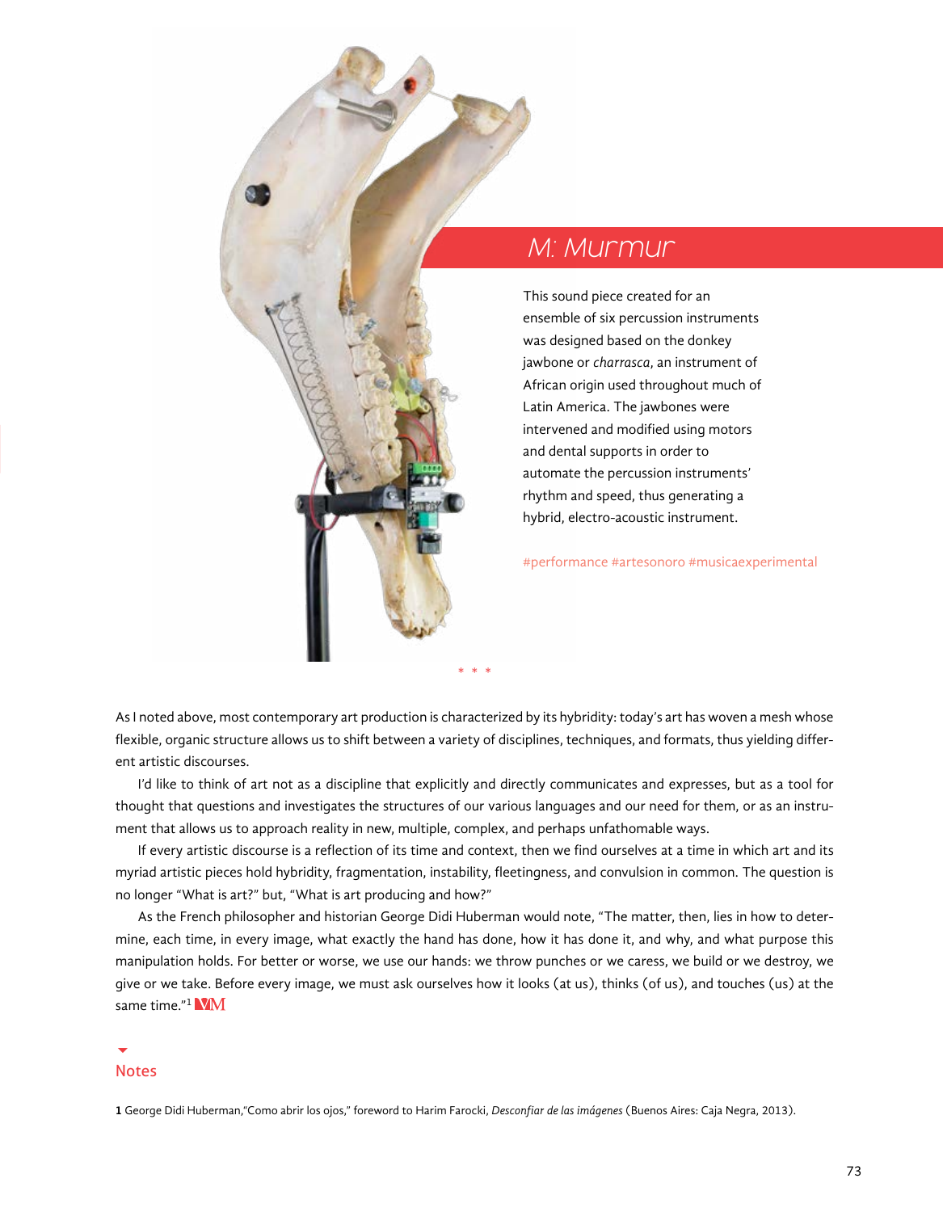## M: Murmur

This sound piece created for an ensemble of six percussion instruments was designed based on the donkey jawbone or *charrasca*, an instrument of African origin used throughout much of Latin America. The jawbones were intervened and modified using motors and dental supports in order to automate the percussion instruments' rhythm and speed, thus generating a hybrid, electro-acoustic instrument.

#performance #artesonoro #musicaexperimental

\* \* \*

As I noted above, most contemporary art production is characterized by its hybridity: today's art has woven a mesh whose flexible, organic structure allows us to shift between a variety of disciplines, techniques, and formats, thus yielding different artistic discourses.

I'd like to think of art not as a discipline that explicitly and directly communicates and expresses, but as a tool for thought that questions and investigates the structures of our various languages and our need for them, or as an instrument that allows us to approach reality in new, multiple, complex, and perhaps unfathomable ways.

If every artistic discourse is a reflection of its time and context, then we find ourselves at a time in which art and its myriad artistic pieces hold hybridity, fragmentation, instability, fleetingness, and convulsion in common. The question is no longer "What is art?" but, "What is art producing and how?"

As the French philosopher and historian George Didi Huberman would note, "The matter, then, lies in how to determine, each time, in every image, what exactly the hand has done, how it has done it, and why, and what purpose this manipulation holds. For better or worse, we use our hands: we throw punches or we caress, we build or we destroy, we give or we take. Before every image, we must ask ourselves how it looks (at us), thinks (of us), and touches (us) at the same time."[1] VM

### Notes

**1** George Didi Huberman,"Como abrir los ojos," foreword to Harim Farocki, *Desconfiar de las imágenes* (Buenos Aires: Caja Negra, 2013).